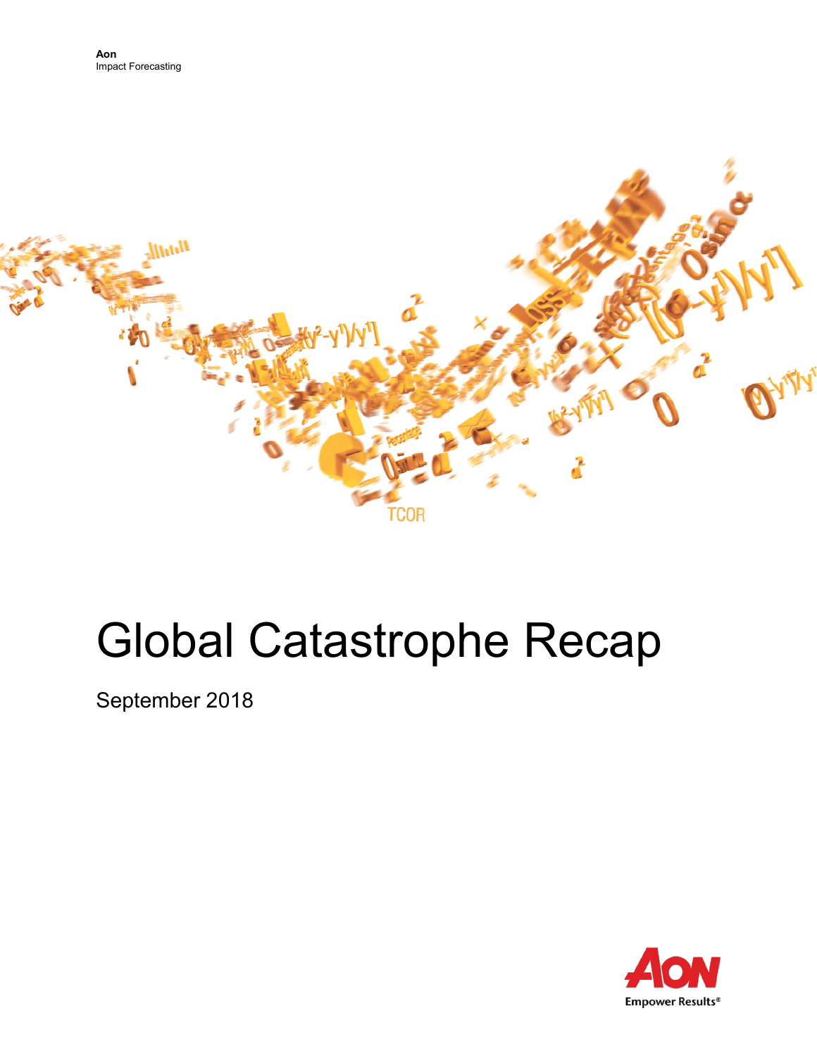**Aon**
Impact Forecasting

# Global Catastrophe Recap

September 2018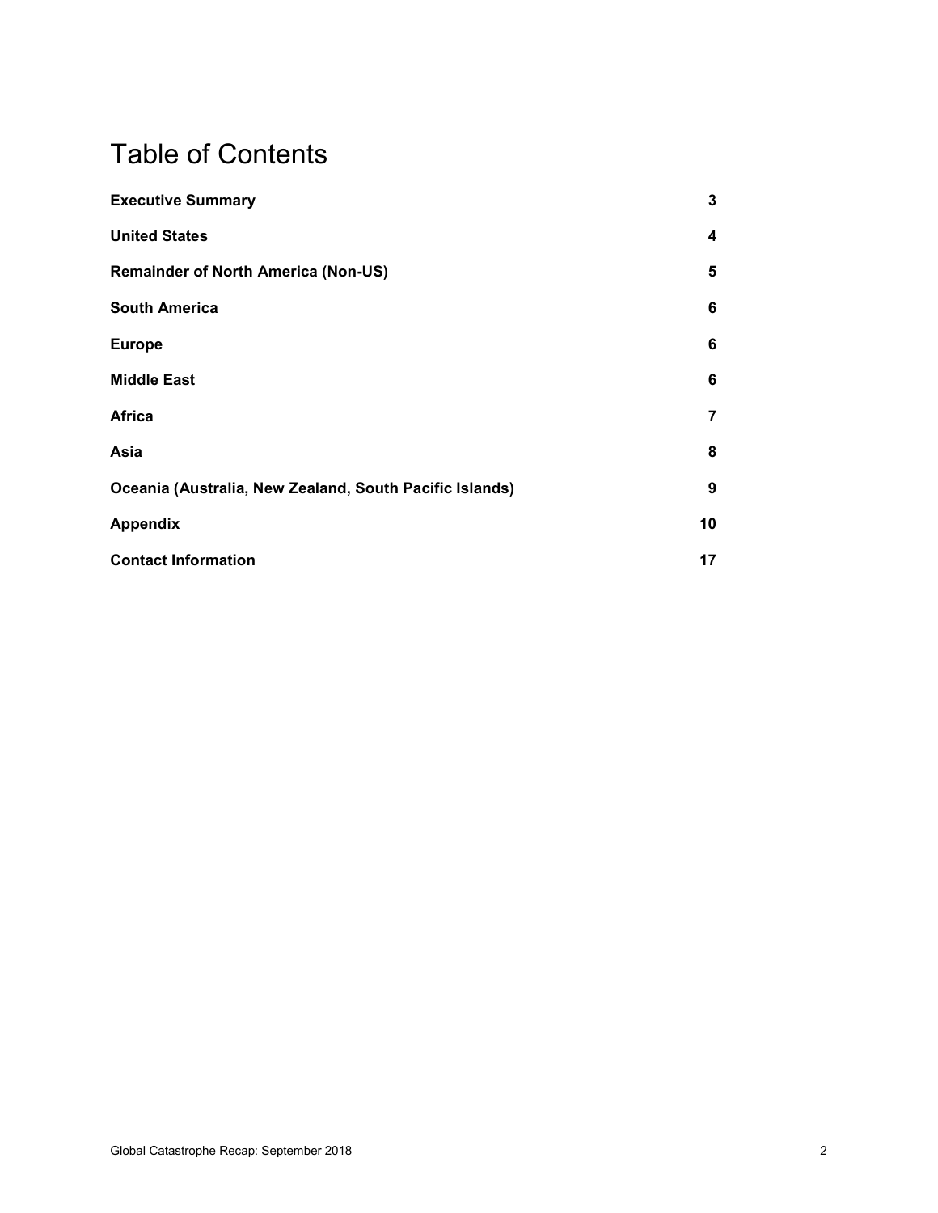# Table of Contents

| | |
|---|---|
| **Executive Summary** | **3** |
| **United States** | **4** |
| **Remainder of North America (Non-US)** | **5** |
| **South America** | **6** |
| **Europe** | **6** |
| **Middle East** | **6** |
| **Africa** | **7** |
| **Asia** | **8** |
| **Oceania (Australia, New Zealand, South Pacific Islands)** | **9** |
| **Appendix** | **10** |
| **Contact Information** | **17** |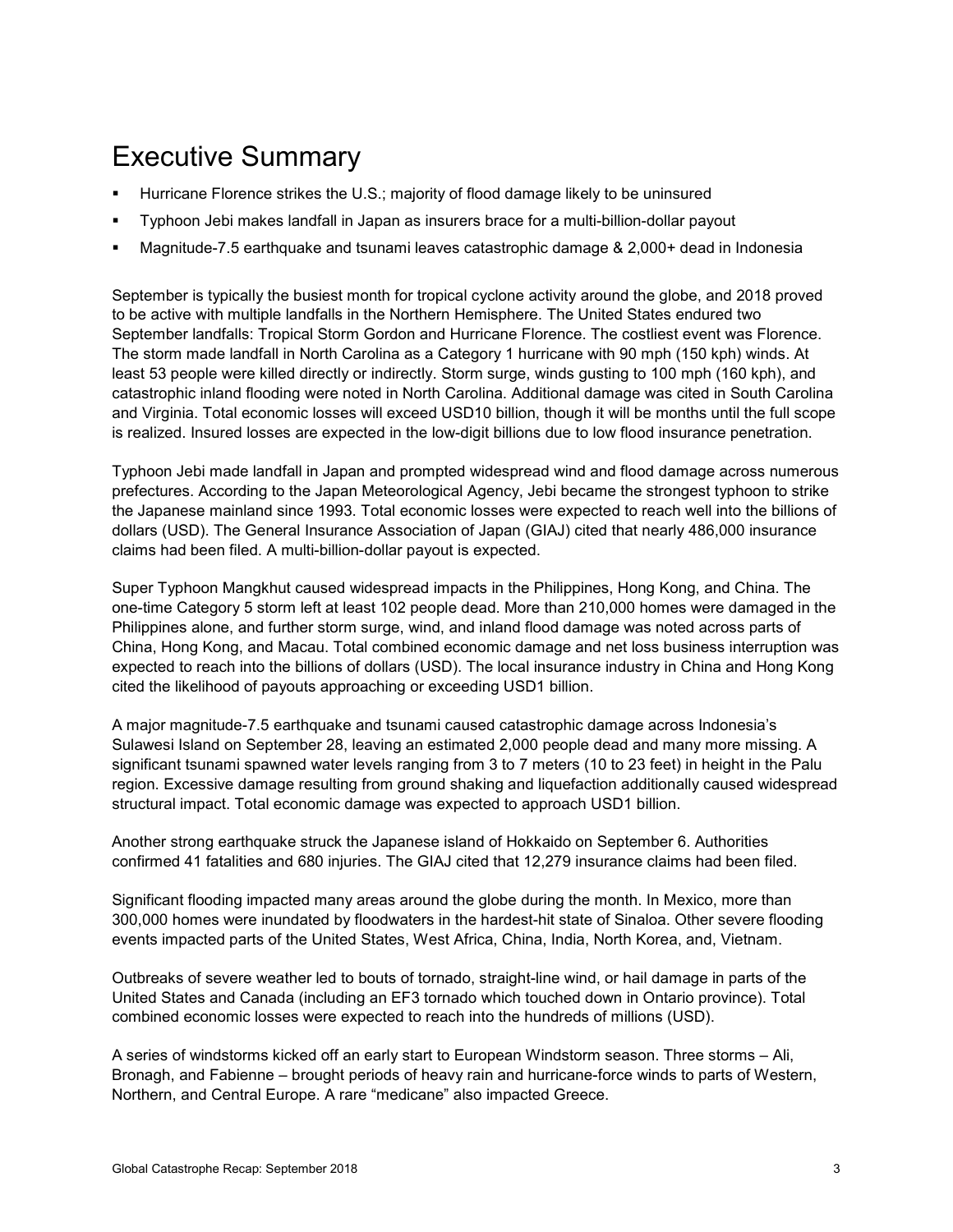# Executive Summary

- Hurricane Florence strikes the U.S.; majority of flood damage likely to be uninsured
- Typhoon Jebi makes landfall in Japan as insurers brace for a multi-billion-dollar payout
- Magnitude-7.5 earthquake and tsunami leaves catastrophic damage & 2,000+ dead in Indonesia

September is typically the busiest month for tropical cyclone activity around the globe, and 2018 proved to be active with multiple landfalls in the Northern Hemisphere. The United States endured two September landfalls: Tropical Storm Gordon and Hurricane Florence. The costliest event was Florence. The storm made landfall in North Carolina as a Category 1 hurricane with 90 mph (150 kph) winds. At least 53 people were killed directly or indirectly. Storm surge, winds gusting to 100 mph (160 kph), and catastrophic inland flooding were noted in North Carolina. Additional damage was cited in South Carolina and Virginia. Total economic losses will exceed USD10 billion, though it will be months until the full scope is realized. Insured losses are expected in the low-digit billions due to low flood insurance penetration.

Typhoon Jebi made landfall in Japan and prompted widespread wind and flood damage across numerous prefectures. According to the Japan Meteorological Agency, Jebi became the strongest typhoon to strike the Japanese mainland since 1993. Total economic losses were expected to reach well into the billions of dollars (USD). The General Insurance Association of Japan (GIAJ) cited that nearly 486,000 insurance claims had been filed. A multi-billion-dollar payout is expected.

Super Typhoon Mangkhut caused widespread impacts in the Philippines, Hong Kong, and China. The one-time Category 5 storm left at least 102 people dead. More than 210,000 homes were damaged in the Philippines alone, and further storm surge, wind, and inland flood damage was noted across parts of China, Hong Kong, and Macau. Total combined economic damage and net loss business interruption was expected to reach into the billions of dollars (USD). The local insurance industry in China and Hong Kong cited the likelihood of payouts approaching or exceeding USD1 billion.

A major magnitude-7.5 earthquake and tsunami caused catastrophic damage across Indonesia's Sulawesi Island on September 28, leaving an estimated 2,000 people dead and many more missing. A significant tsunami spawned water levels ranging from 3 to 7 meters (10 to 23 feet) in height in the Palu region. Excessive damage resulting from ground shaking and liquefaction additionally caused widespread structural impact. Total economic damage was expected to approach USD1 billion.

Another strong earthquake struck the Japanese island of Hokkaido on September 6. Authorities confirmed 41 fatalities and 680 injuries. The GIAJ cited that 12,279 insurance claims had been filed.

Significant flooding impacted many areas around the globe during the month. In Mexico, more than 300,000 homes were inundated by floodwaters in the hardest-hit state of Sinaloa. Other severe flooding events impacted parts of the United States, West Africa, China, India, North Korea, and, Vietnam.

Outbreaks of severe weather led to bouts of tornado, straight-line wind, or hail damage in parts of the United States and Canada (including an EF3 tornado which touched down in Ontario province). Total combined economic losses were expected to reach into the hundreds of millions (USD).

A series of windstorms kicked off an early start to European Windstorm season. Three storms – Ali, Bronagh, and Fabienne – brought periods of heavy rain and hurricane-force winds to parts of Western, Northern, and Central Europe. A rare "medicane" also impacted Greece.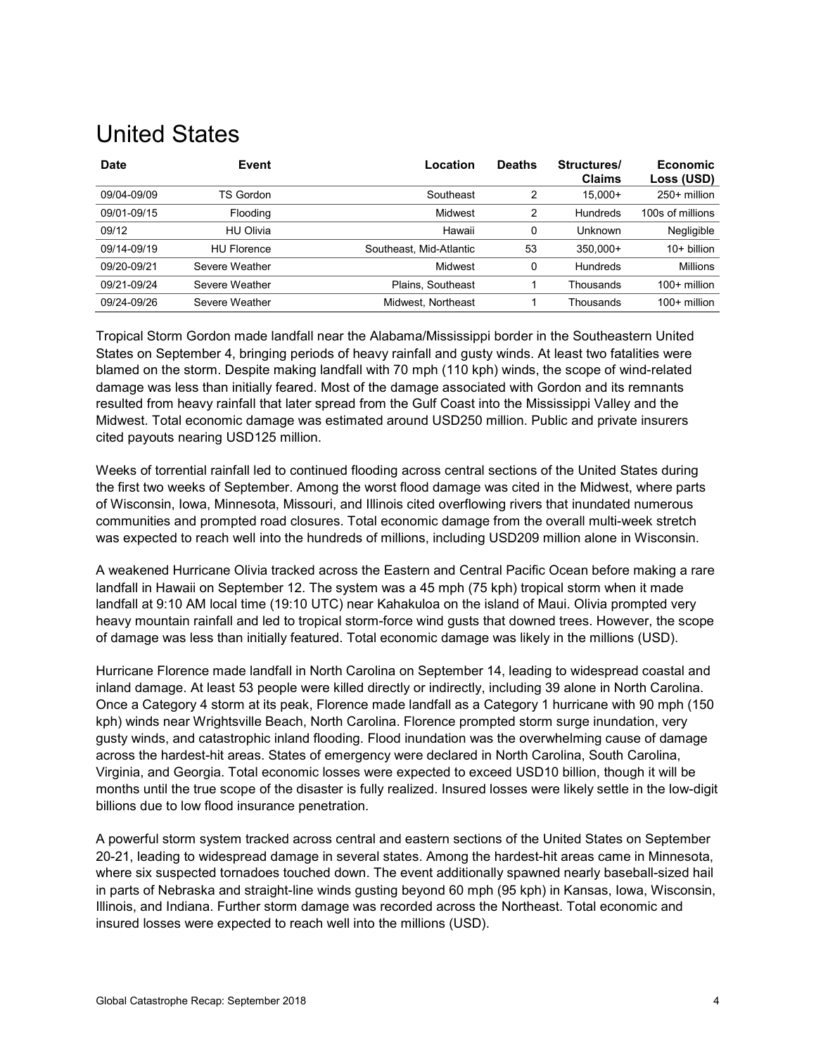# United States

| Date | Event | Location | Deaths | Structures/ Claims | Economic Loss (USD) |
|---|---|---|---|---|---|
| 09/04-09/09 | TS Gordon | Southeast | 2 | 15,000+ | 250+ million |
| 09/01-09/15 | Flooding | Midwest | 2 | Hundreds | 100s of millions |
| 09/12 | HU Olivia | Hawaii | 0 | Unknown | Negligible |
| 09/14-09/19 | HU Florence | Southeast, Mid-Atlantic | 53 | 350,000+ | 10+ billion |
| 09/20-09/21 | Severe Weather | Midwest | 0 | Hundreds | Millions |
| 09/21-09/24 | Severe Weather | Plains, Southeast | 1 | Thousands | 100+ million |
| 09/24-09/26 | Severe Weather | Midwest, Northeast | 1 | Thousands | 100+ million |

Tropical Storm Gordon made landfall near the Alabama/Mississippi border in the Southeastern United States on September 4, bringing periods of heavy rainfall and gusty winds. At least two fatalities were blamed on the storm. Despite making landfall with 70 mph (110 kph) winds, the scope of wind-related damage was less than initially feared. Most of the damage associated with Gordon and its remnants resulted from heavy rainfall that later spread from the Gulf Coast into the Mississippi Valley and the Midwest. Total economic damage was estimated around USD250 million. Public and private insurers cited payouts nearing USD125 million.

Weeks of torrential rainfall led to continued flooding across central sections of the United States during the first two weeks of September. Among the worst flood damage was cited in the Midwest, where parts of Wisconsin, Iowa, Minnesota, Missouri, and Illinois cited overflowing rivers that inundated numerous communities and prompted road closures. Total economic damage from the overall multi-week stretch was expected to reach well into the hundreds of millions, including USD209 million alone in Wisconsin.

A weakened Hurricane Olivia tracked across the Eastern and Central Pacific Ocean before making a rare landfall in Hawaii on September 12. The system was a 45 mph (75 kph) tropical storm when it made landfall at 9:10 AM local time (19:10 UTC) near Kahakuloa on the island of Maui. Olivia prompted very heavy mountain rainfall and led to tropical storm-force wind gusts that downed trees. However, the scope of damage was less than initially featured. Total economic damage was likely in the millions (USD).

Hurricane Florence made landfall in North Carolina on September 14, leading to widespread coastal and inland damage. At least 53 people were killed directly or indirectly, including 39 alone in North Carolina. Once a Category 4 storm at its peak, Florence made landfall as a Category 1 hurricane with 90 mph (150 kph) winds near Wrightsville Beach, North Carolina. Florence prompted storm surge inundation, very gusty winds, and catastrophic inland flooding. Flood inundation was the overwhelming cause of damage across the hardest-hit areas. States of emergency were declared in North Carolina, South Carolina, Virginia, and Georgia. Total economic losses were expected to exceed USD10 billion, though it will be months until the true scope of the disaster is fully realized. Insured losses were likely settle in the low-digit billions due to low flood insurance penetration.

A powerful storm system tracked across central and eastern sections of the United States on September 20-21, leading to widespread damage in several states. Among the hardest-hit areas came in Minnesota, where six suspected tornadoes touched down. The event additionally spawned nearly baseball-sized hail in parts of Nebraska and straight-line winds gusting beyond 60 mph (95 kph) in Kansas, Iowa, Wisconsin, Illinois, and Indiana. Further storm damage was recorded across the Northeast. Total economic and insured losses were expected to reach well into the millions (USD).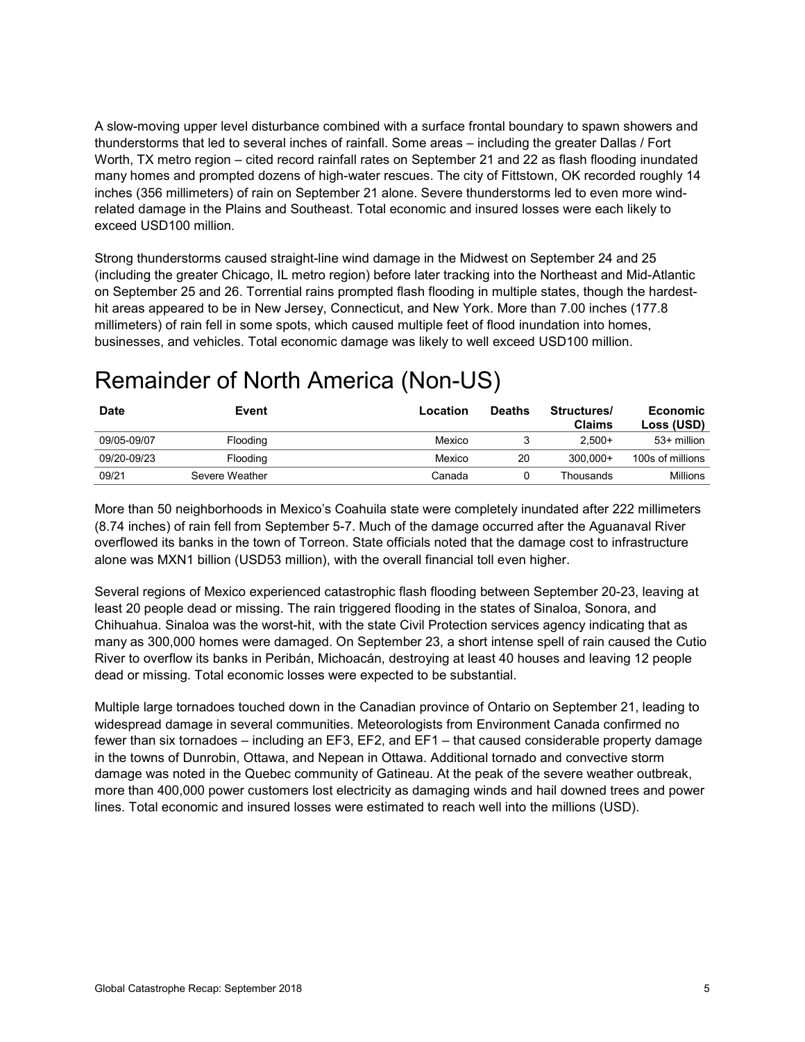A slow-moving upper level disturbance combined with a surface frontal boundary to spawn showers and thunderstorms that led to several inches of rainfall. Some areas – including the greater Dallas / Fort Worth, TX metro region – cited record rainfall rates on September 21 and 22 as flash flooding inundated many homes and prompted dozens of high-water rescues. The city of Fittstown, OK recorded roughly 14 inches (356 millimeters) of rain on September 21 alone. Severe thunderstorms led to even more wind-related damage in the Plains and Southeast. Total economic and insured losses were each likely to exceed USD100 million.

Strong thunderstorms caused straight-line wind damage in the Midwest on September 24 and 25 (including the greater Chicago, IL metro region) before later tracking into the Northeast and Mid-Atlantic on September 25 and 26. Torrential rains prompted flash flooding in multiple states, though the hardest-hit areas appeared to be in New Jersey, Connecticut, and New York. More than 7.00 inches (177.8 millimeters) of rain fell in some spots, which caused multiple feet of flood inundation into homes, businesses, and vehicles. Total economic damage was likely to well exceed USD100 million.

# Remainder of North America (Non-US)

| Date | Event | Location | Deaths | Structures/ Claims | Economic Loss (USD) |
|---|---|---|---|---|---|
| 09/05-09/07 | Flooding | Mexico | 3 | 2,500+ | 53+ million |
| 09/20-09/23 | Flooding | Mexico | 20 | 300,000+ | 100s of millions |
| 09/21 | Severe Weather | Canada | 0 | Thousands | Millions |

More than 50 neighborhoods in Mexico's Coahuila state were completely inundated after 222 millimeters (8.74 inches) of rain fell from September 5-7. Much of the damage occurred after the Aguanaval River overflowed its banks in the town of Torreon. State officials noted that the damage cost to infrastructure alone was MXN1 billion (USD53 million), with the overall financial toll even higher.

Several regions of Mexico experienced catastrophic flash flooding between September 20-23, leaving at least 20 people dead or missing. The rain triggered flooding in the states of Sinaloa, Sonora, and Chihuahua. Sinaloa was the worst-hit, with the state Civil Protection services agency indicating that as many as 300,000 homes were damaged. On September 23, a short intense spell of rain caused the Cutio River to overflow its banks in Peribán, Michoacán, destroying at least 40 houses and leaving 12 people dead or missing. Total economic losses were expected to be substantial.

Multiple large tornadoes touched down in the Canadian province of Ontario on September 21, leading to widespread damage in several communities. Meteorologists from Environment Canada confirmed no fewer than six tornadoes – including an EF3, EF2, and EF1 – that caused considerable property damage in the towns of Dunrobin, Ottawa, and Nepean in Ottawa. Additional tornado and convective storm damage was noted in the Quebec community of Gatineau. At the peak of the severe weather outbreak, more than 400,000 power customers lost electricity as damaging winds and hail downed trees and power lines. Total economic and insured losses were estimated to reach well into the millions (USD).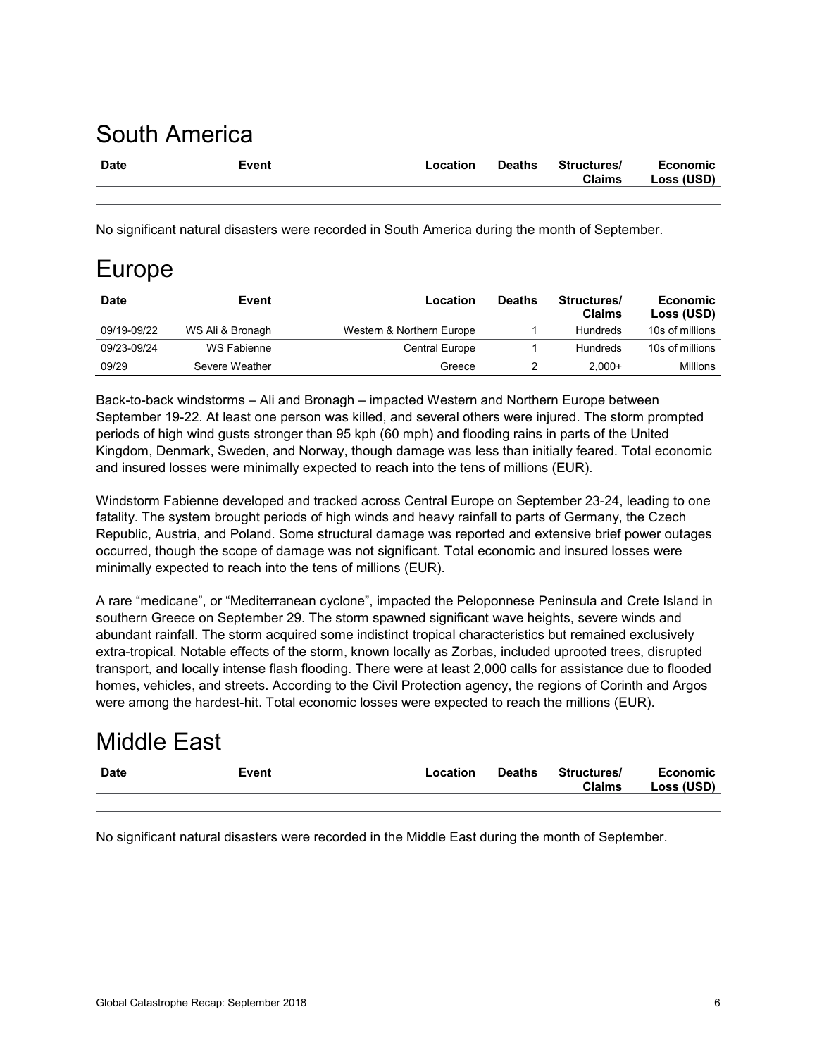# South America

| Date | Event | Location | Deaths | Structures/ Claims | Economic Loss (USD) |
|---|---|---|---|---|---|

No significant natural disasters were recorded in South America during the month of September.

# Europe

| Date | Event | Location | Deaths | Structures/ Claims | Economic Loss (USD) |
|---|---|---|---|---|---|
| 09/19-09/22 | WS Ali & Bronagh | Western & Northern Europe | 1 | Hundreds | 10s of millions |
| 09/23-09/24 | WS Fabienne | Central Europe | 1 | Hundreds | 10s of millions |
| 09/29 | Severe Weather | Greece | 2 | 2,000+ | Millions |

Back-to-back windstorms – Ali and Bronagh – impacted Western and Northern Europe between September 19-22. At least one person was killed, and several others were injured. The storm prompted periods of high wind gusts stronger than 95 kph (60 mph) and flooding rains in parts of the United Kingdom, Denmark, Sweden, and Norway, though damage was less than initially feared. Total economic and insured losses were minimally expected to reach into the tens of millions (EUR).

Windstorm Fabienne developed and tracked across Central Europe on September 23-24, leading to one fatality. The system brought periods of high winds and heavy rainfall to parts of Germany, the Czech Republic, Austria, and Poland. Some structural damage was reported and extensive brief power outages occurred, though the scope of damage was not significant. Total economic and insured losses were minimally expected to reach into the tens of millions (EUR).

A rare "medicane", or "Mediterranean cyclone", impacted the Peloponnese Peninsula and Crete Island in southern Greece on September 29. The storm spawned significant wave heights, severe winds and abundant rainfall. The storm acquired some indistinct tropical characteristics but remained exclusively extra-tropical. Notable effects of the storm, known locally as Zorbas, included uprooted trees, disrupted transport, and locally intense flash flooding. There were at least 2,000 calls for assistance due to flooded homes, vehicles, and streets. According to the Civil Protection agency, the regions of Corinth and Argos were among the hardest-hit. Total economic losses were expected to reach the millions (EUR).

# Middle East

| Date | Event | Location | Deaths | Structures/ Claims | Economic Loss (USD) |
|---|---|---|---|---|---|

No significant natural disasters were recorded in the Middle East during the month of September.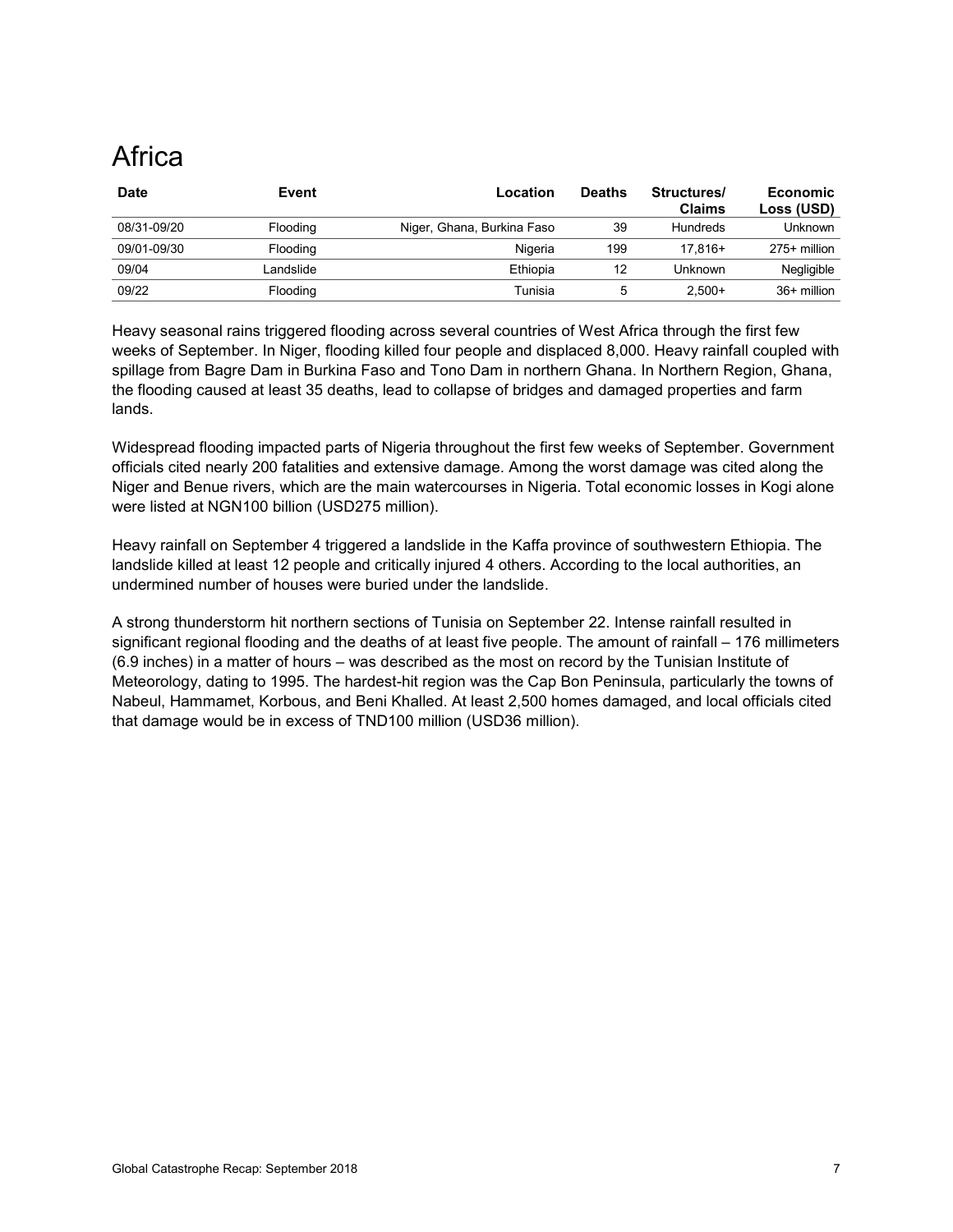# Africa

| Date | Event | Location | Deaths | Structures/ Claims | Economic Loss (USD) |
|---|---|---|---|---|---|
| 08/31-09/20 | Flooding | Niger, Ghana, Burkina Faso | 39 | Hundreds | Unknown |
| 09/01-09/30 | Flooding | Nigeria | 199 | 17,816+ | 275+ million |
| 09/04 | Landslide | Ethiopia | 12 | Unknown | Negligible |
| 09/22 | Flooding | Tunisia | 5 | 2,500+ | 36+ million |

Heavy seasonal rains triggered flooding across several countries of West Africa through the first few weeks of September. In Niger, flooding killed four people and displaced 8,000. Heavy rainfall coupled with spillage from Bagre Dam in Burkina Faso and Tono Dam in northern Ghana. In Northern Region, Ghana, the flooding caused at least 35 deaths, lead to collapse of bridges and damaged properties and farm lands.

Widespread flooding impacted parts of Nigeria throughout the first few weeks of September. Government officials cited nearly 200 fatalities and extensive damage. Among the worst damage was cited along the Niger and Benue rivers, which are the main watercourses in Nigeria. Total economic losses in Kogi alone were listed at NGN100 billion (USD275 million).

Heavy rainfall on September 4 triggered a landslide in the Kaffa province of southwestern Ethiopia. The landslide killed at least 12 people and critically injured 4 others. According to the local authorities, an undermined number of houses were buried under the landslide.

A strong thunderstorm hit northern sections of Tunisia on September 22. Intense rainfall resulted in significant regional flooding and the deaths of at least five people. The amount of rainfall – 176 millimeters (6.9 inches) in a matter of hours – was described as the most on record by the Tunisian Institute of Meteorology, dating to 1995. The hardest-hit region was the Cap Bon Peninsula, particularly the towns of Nabeul, Hammamet, Korbous, and Beni Khalled. At least 2,500 homes damaged, and local officials cited that damage would be in excess of TND100 million (USD36 million).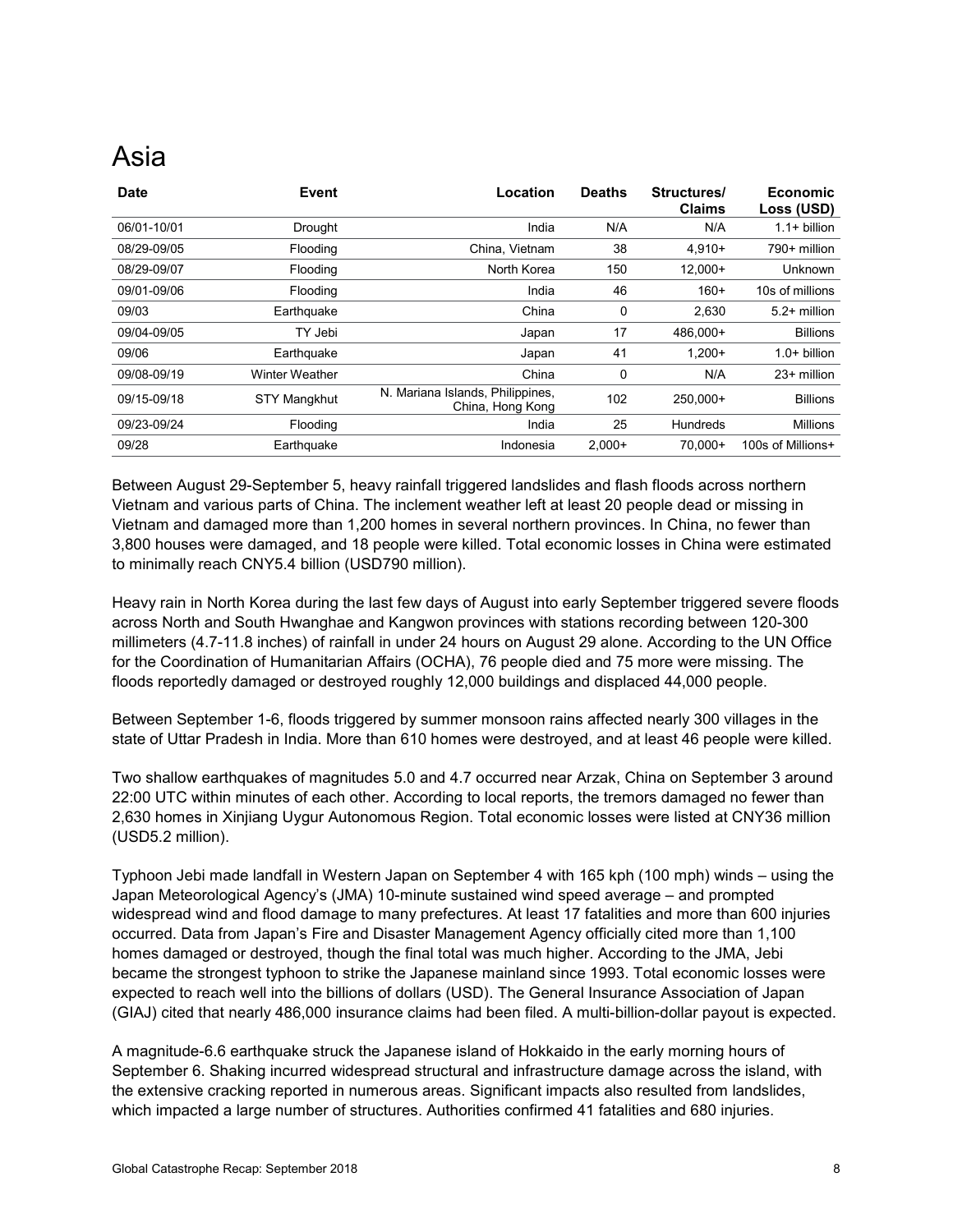# Asia

| Date | Event | Location | Deaths | Structures/ Claims | Economic Loss (USD) |
|---|---|---|---|---|---|
| 06/01-10/01 | Drought | India | N/A | N/A | 1.1+ billion |
| 08/29-09/05 | Flooding | China, Vietnam | 38 | 4,910+ | 790+ million |
| 08/29-09/07 | Flooding | North Korea | 150 | 12,000+ | Unknown |
| 09/01-09/06 | Flooding | India | 46 | 160+ | 10s of millions |
| 09/03 | Earthquake | China | 0 | 2,630 | 5.2+ million |
| 09/04-09/05 | TY Jebi | Japan | 17 | 486,000+ | Billions |
| 09/06 | Earthquake | Japan | 41 | 1,200+ | 1.0+ billion |
| 09/08-09/19 | Winter Weather | China | 0 | N/A | 23+ million |
| 09/15-09/18 | STY Mangkhut | N. Mariana Islands, Philippines, China, Hong Kong | 102 | 250,000+ | Billions |
| 09/23-09/24 | Flooding | India | 25 | Hundreds | Millions |
| 09/28 | Earthquake | Indonesia | 2,000+ | 70,000+ | 100s of Millions+ |

Between August 29-September 5, heavy rainfall triggered landslides and flash floods across northern Vietnam and various parts of China. The inclement weather left at least 20 people dead or missing in Vietnam and damaged more than 1,200 homes in several northern provinces. In China, no fewer than 3,800 houses were damaged, and 18 people were killed. Total economic losses in China were estimated to minimally reach CNY5.4 billion (USD790 million).

Heavy rain in North Korea during the last few days of August into early September triggered severe floods across North and South Hwanghae and Kangwon provinces with stations recording between 120-300 millimeters (4.7-11.8 inches) of rainfall in under 24 hours on August 29 alone. According to the UN Office for the Coordination of Humanitarian Affairs (OCHA), 76 people died and 75 more were missing. The floods reportedly damaged or destroyed roughly 12,000 buildings and displaced 44,000 people.

Between September 1-6, floods triggered by summer monsoon rains affected nearly 300 villages in the state of Uttar Pradesh in India. More than 610 homes were destroyed, and at least 46 people were killed.

Two shallow earthquakes of magnitudes 5.0 and 4.7 occurred near Arzak, China on September 3 around 22:00 UTC within minutes of each other. According to local reports, the tremors damaged no fewer than 2,630 homes in Xinjiang Uygur Autonomous Region. Total economic losses were listed at CNY36 million (USD5.2 million).

Typhoon Jebi made landfall in Western Japan on September 4 with 165 kph (100 mph) winds – using the Japan Meteorological Agency's (JMA) 10-minute sustained wind speed average – and prompted widespread wind and flood damage to many prefectures. At least 17 fatalities and more than 600 injuries occurred. Data from Japan's Fire and Disaster Management Agency officially cited more than 1,100 homes damaged or destroyed, though the final total was much higher. According to the JMA, Jebi became the strongest typhoon to strike the Japanese mainland since 1993. Total economic losses were expected to reach well into the billions of dollars (USD). The General Insurance Association of Japan (GIAJ) cited that nearly 486,000 insurance claims had been filed. A multi-billion-dollar payout is expected.

A magnitude-6.6 earthquake struck the Japanese island of Hokkaido in the early morning hours of September 6. Shaking incurred widespread structural and infrastructure damage across the island, with the extensive cracking reported in numerous areas. Significant impacts also resulted from landslides, which impacted a large number of structures. Authorities confirmed 41 fatalities and 680 injuries.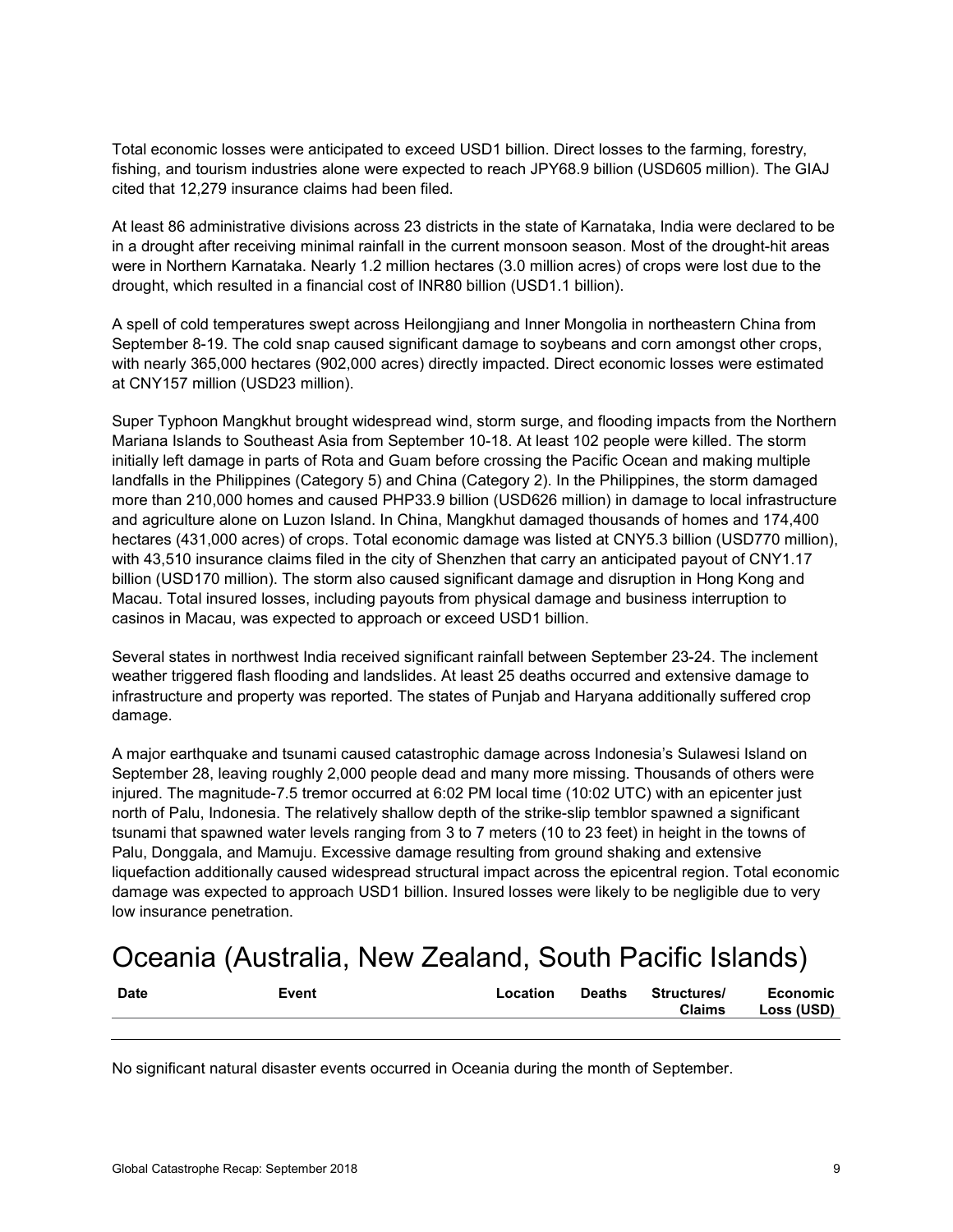Total economic losses were anticipated to exceed USD1 billion. Direct losses to the farming, forestry, fishing, and tourism industries alone were expected to reach JPY68.9 billion (USD605 million). The GIAJ cited that 12,279 insurance claims had been filed.

At least 86 administrative divisions across 23 districts in the state of Karnataka, India were declared to be in a drought after receiving minimal rainfall in the current monsoon season. Most of the drought-hit areas were in Northern Karnataka. Nearly 1.2 million hectares (3.0 million acres) of crops were lost due to the drought, which resulted in a financial cost of INR80 billion (USD1.1 billion).

A spell of cold temperatures swept across Heilongjiang and Inner Mongolia in northeastern China from September 8-19. The cold snap caused significant damage to soybeans and corn amongst other crops, with nearly 365,000 hectares (902,000 acres) directly impacted. Direct economic losses were estimated at CNY157 million (USD23 million).

Super Typhoon Mangkhut brought widespread wind, storm surge, and flooding impacts from the Northern Mariana Islands to Southeast Asia from September 10-18. At least 102 people were killed. The storm initially left damage in parts of Rota and Guam before crossing the Pacific Ocean and making multiple landfalls in the Philippines (Category 5) and China (Category 2). In the Philippines, the storm damaged more than 210,000 homes and caused PHP33.9 billion (USD626 million) in damage to local infrastructure and agriculture alone on Luzon Island. In China, Mangkhut damaged thousands of homes and 174,400 hectares (431,000 acres) of crops. Total economic damage was listed at CNY5.3 billion (USD770 million), with 43,510 insurance claims filed in the city of Shenzhen that carry an anticipated payout of CNY1.17 billion (USD170 million). The storm also caused significant damage and disruption in Hong Kong and Macau. Total insured losses, including payouts from physical damage and business interruption to casinos in Macau, was expected to approach or exceed USD1 billion.

Several states in northwest India received significant rainfall between September 23-24. The inclement weather triggered flash flooding and landslides. At least 25 deaths occurred and extensive damage to infrastructure and property was reported. The states of Punjab and Haryana additionally suffered crop damage.

A major earthquake and tsunami caused catastrophic damage across Indonesia's Sulawesi Island on September 28, leaving roughly 2,000 people dead and many more missing. Thousands of others were injured. The magnitude-7.5 tremor occurred at 6:02 PM local time (10:02 UTC) with an epicenter just north of Palu, Indonesia. The relatively shallow depth of the strike-slip temblor spawned a significant tsunami that spawned water levels ranging from 3 to 7 meters (10 to 23 feet) in height in the towns of Palu, Donggala, and Mamuju. Excessive damage resulting from ground shaking and extensive liquefaction additionally caused widespread structural impact across the epicentral region. Total economic damage was expected to approach USD1 billion. Insured losses were likely to be negligible due to very low insurance penetration.

# Oceania (Australia, New Zealand, South Pacific Islands)

| Date | Event | Location | Deaths | Structures/ Claims | Economic Loss (USD) |
|---|---|---|---|---|---|

No significant natural disaster events occurred in Oceania during the month of September.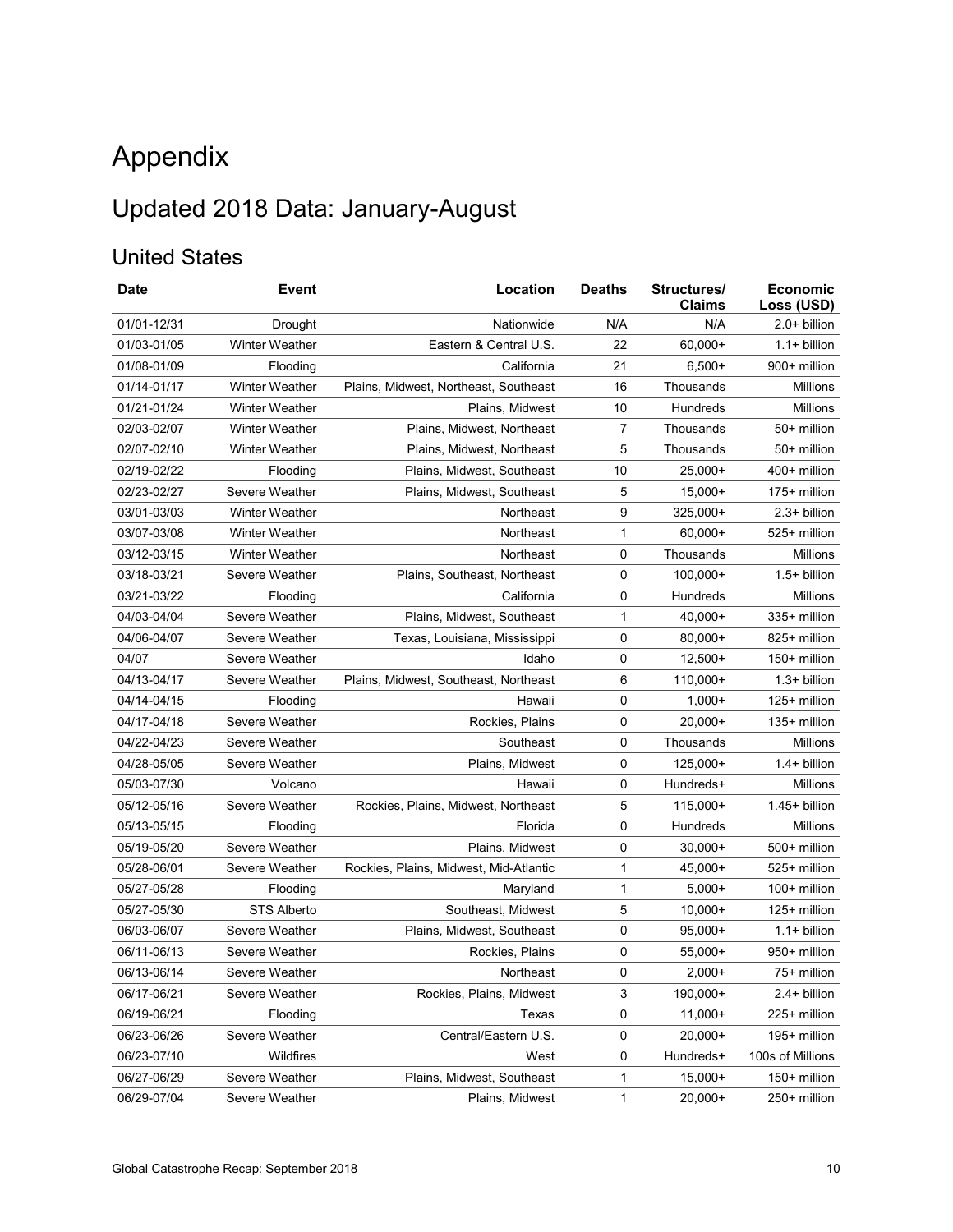# Appendix

## Updated 2018 Data: January-August

### United States

| Date | Event | Location | Deaths | Structures/ Claims | Economic Loss (USD) |
|---|---|---|---|---|---|
| 01/01-12/31 | Drought | Nationwide | N/A | N/A | 2.0+ billion |
| 01/03-01/05 | Winter Weather | Eastern & Central U.S. | 22 | 60,000+ | 1.1+ billion |
| 01/08-01/09 | Flooding | California | 21 | 6,500+ | 900+ million |
| 01/14-01/17 | Winter Weather | Plains, Midwest, Northeast, Southeast | 16 | Thousands | Millions |
| 01/21-01/24 | Winter Weather | Plains, Midwest | 10 | Hundreds | Millions |
| 02/03-02/07 | Winter Weather | Plains, Midwest, Northeast | 7 | Thousands | 50+ million |
| 02/07-02/10 | Winter Weather | Plains, Midwest, Northeast | 5 | Thousands | 50+ million |
| 02/19-02/22 | Flooding | Plains, Midwest, Southeast | 10 | 25,000+ | 400+ million |
| 02/23-02/27 | Severe Weather | Plains, Midwest, Southeast | 5 | 15,000+ | 175+ million |
| 03/01-03/03 | Winter Weather | Northeast | 9 | 325,000+ | 2.3+ billion |
| 03/07-03/08 | Winter Weather | Northeast | 1 | 60,000+ | 525+ million |
| 03/12-03/15 | Winter Weather | Northeast | 0 | Thousands | Millions |
| 03/18-03/21 | Severe Weather | Plains, Southeast, Northeast | 0 | 100,000+ | 1.5+ billion |
| 03/21-03/22 | Flooding | California | 0 | Hundreds | Millions |
| 04/03-04/04 | Severe Weather | Plains, Midwest, Southeast | 1 | 40,000+ | 335+ million |
| 04/06-04/07 | Severe Weather | Texas, Louisiana, Mississippi | 0 | 80,000+ | 825+ million |
| 04/07 | Severe Weather | Idaho | 0 | 12,500+ | 150+ million |
| 04/13-04/17 | Severe Weather | Plains, Midwest, Southeast, Northeast | 6 | 110,000+ | 1.3+ billion |
| 04/14-04/15 | Flooding | Hawaii | 0 | 1,000+ | 125+ million |
| 04/17-04/18 | Severe Weather | Rockies, Plains | 0 | 20,000+ | 135+ million |
| 04/22-04/23 | Severe Weather | Southeast | 0 | Thousands | Millions |
| 04/28-05/05 | Severe Weather | Plains, Midwest | 0 | 125,000+ | 1.4+ billion |
| 05/03-07/30 | Volcano | Hawaii | 0 | Hundreds+ | Millions |
| 05/12-05/16 | Severe Weather | Rockies, Plains, Midwest, Northeast | 5 | 115,000+ | 1.45+ billion |
| 05/13-05/15 | Flooding | Florida | 0 | Hundreds | Millions |
| 05/19-05/20 | Severe Weather | Plains, Midwest | 0 | 30,000+ | 500+ million |
| 05/28-06/01 | Severe Weather | Rockies, Plains, Midwest, Mid-Atlantic | 1 | 45,000+ | 525+ million |
| 05/27-05/28 | Flooding | Maryland | 1 | 5,000+ | 100+ million |
| 05/27-05/30 | STS Alberto | Southeast, Midwest | 5 | 10,000+ | 125+ million |
| 06/03-06/07 | Severe Weather | Plains, Midwest, Southeast | 0 | 95,000+ | 1.1+ billion |
| 06/11-06/13 | Severe Weather | Rockies, Plains | 0 | 55,000+ | 950+ million |
| 06/13-06/14 | Severe Weather | Northeast | 0 | 2,000+ | 75+ million |
| 06/17-06/21 | Severe Weather | Rockies, Plains, Midwest | 3 | 190,000+ | 2.4+ billion |
| 06/19-06/21 | Flooding | Texas | 0 | 11,000+ | 225+ million |
| 06/23-06/26 | Severe Weather | Central/Eastern U.S. | 0 | 20,000+ | 195+ million |
| 06/23-07/10 | Wildfires | West | 0 | Hundreds+ | 100s of Millions |
| 06/27-06/29 | Severe Weather | Plains, Midwest, Southeast | 1 | 15,000+ | 150+ million |
| 06/29-07/04 | Severe Weather | Plains, Midwest | 1 | 20,000+ | 250+ million |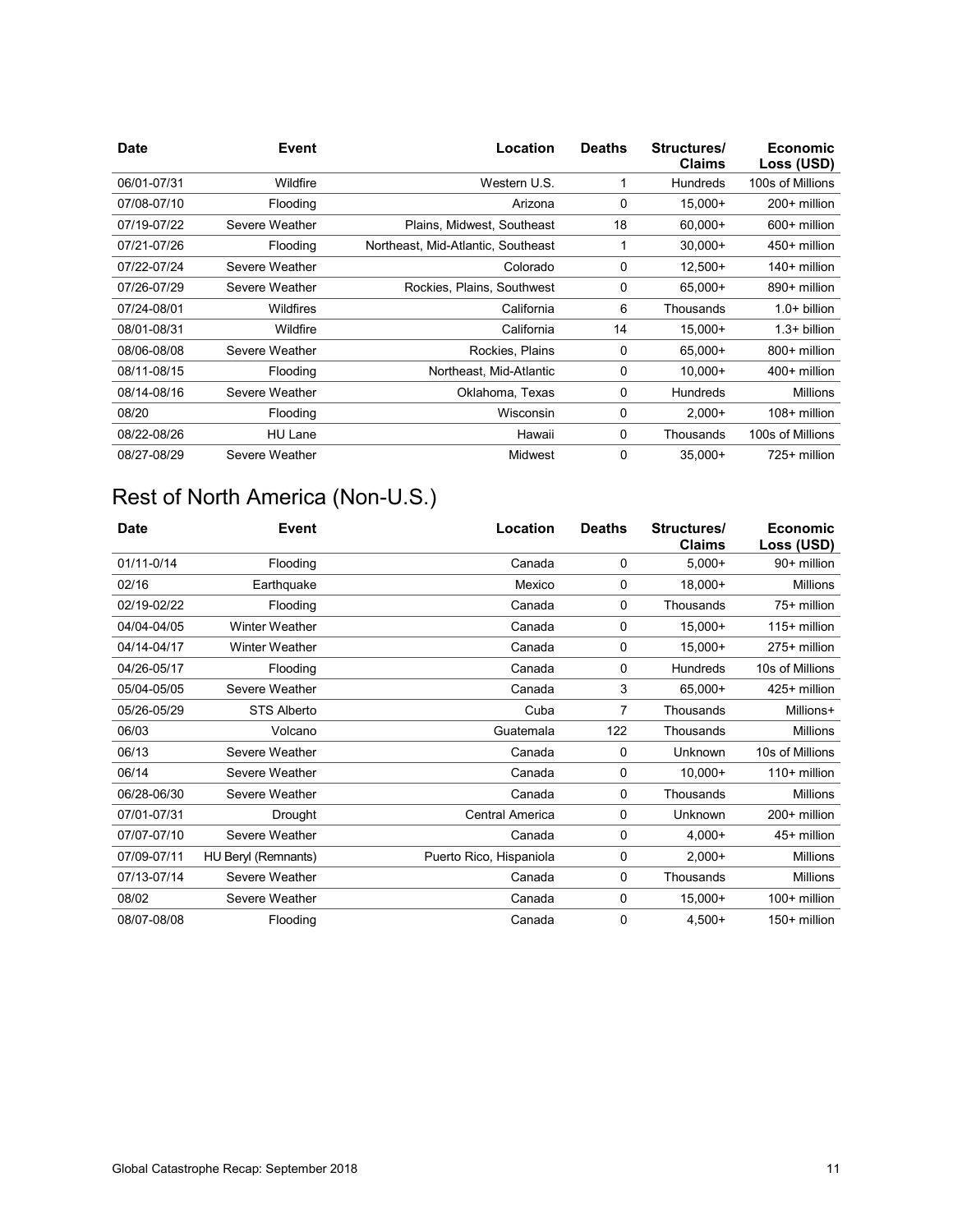| Date | Event | Location | Deaths | Structures/ Claims | Economic Loss (USD) |
| --- | --- | --- | --- | --- | --- |
| 06/01-07/31 | Wildfire | Western U.S. | 1 | Hundreds | 100s of Millions |
| 07/08-07/10 | Flooding | Arizona | 0 | 15,000+ | 200+ million |
| 07/19-07/22 | Severe Weather | Plains, Midwest, Southeast | 18 | 60,000+ | 600+ million |
| 07/21-07/26 | Flooding | Northeast, Mid-Atlantic, Southeast | 1 | 30,000+ | 450+ million |
| 07/22-07/24 | Severe Weather | Colorado | 0 | 12,500+ | 140+ million |
| 07/26-07/29 | Severe Weather | Rockies, Plains, Southwest | 0 | 65,000+ | 890+ million |
| 07/24-08/01 | Wildfires | California | 6 | Thousands | 1.0+ billion |
| 08/01-08/31 | Wildfire | California | 14 | 15,000+ | 1.3+ billion |
| 08/06-08/08 | Severe Weather | Rockies, Plains | 0 | 65,000+ | 800+ million |
| 08/11-08/15 | Flooding | Northeast, Mid-Atlantic | 0 | 10,000+ | 400+ million |
| 08/14-08/16 | Severe Weather | Oklahoma, Texas | 0 | Hundreds | Millions |
| 08/20 | Flooding | Wisconsin | 0 | 2,000+ | 108+ million |
| 08/22-08/26 | HU Lane | Hawaii | 0 | Thousands | 100s of Millions |
| 08/27-08/29 | Severe Weather | Midwest | 0 | 35,000+ | 725+ million |

## Rest of North America (Non-U.S.)

| Date | Event | Location | Deaths | Structures/ Claims | Economic Loss (USD) |
| --- | --- | --- | --- | --- | --- |
| 01/11-0/14 | Flooding | Canada | 0 | 5,000+ | 90+ million |
| 02/16 | Earthquake | Mexico | 0 | 18,000+ | Millions |
| 02/19-02/22 | Flooding | Canada | 0 | Thousands | 75+ million |
| 04/04-04/05 | Winter Weather | Canada | 0 | 15,000+ | 115+ million |
| 04/14-04/17 | Winter Weather | Canada | 0 | 15,000+ | 275+ million |
| 04/26-05/17 | Flooding | Canada | 0 | Hundreds | 10s of Millions |
| 05/04-05/05 | Severe Weather | Canada | 3 | 65,000+ | 425+ million |
| 05/26-05/29 | STS Alberto | Cuba | 7 | Thousands | Millions+ |
| 06/03 | Volcano | Guatemala | 122 | Thousands | Millions |
| 06/13 | Severe Weather | Canada | 0 | Unknown | 10s of Millions |
| 06/14 | Severe Weather | Canada | 0 | 10,000+ | 110+ million |
| 06/28-06/30 | Severe Weather | Canada | 0 | Thousands | Millions |
| 07/01-07/31 | Drought | Central America | 0 | Unknown | 200+ million |
| 07/07-07/10 | Severe Weather | Canada | 0 | 4,000+ | 45+ million |
| 07/09-07/11 | HU Beryl (Remnants) | Puerto Rico, Hispaniola | 0 | 2,000+ | Millions |
| 07/13-07/14 | Severe Weather | Canada | 0 | Thousands | Millions |
| 08/02 | Severe Weather | Canada | 0 | 15,000+ | 100+ million |
| 08/07-08/08 | Flooding | Canada | 0 | 4,500+ | 150+ million |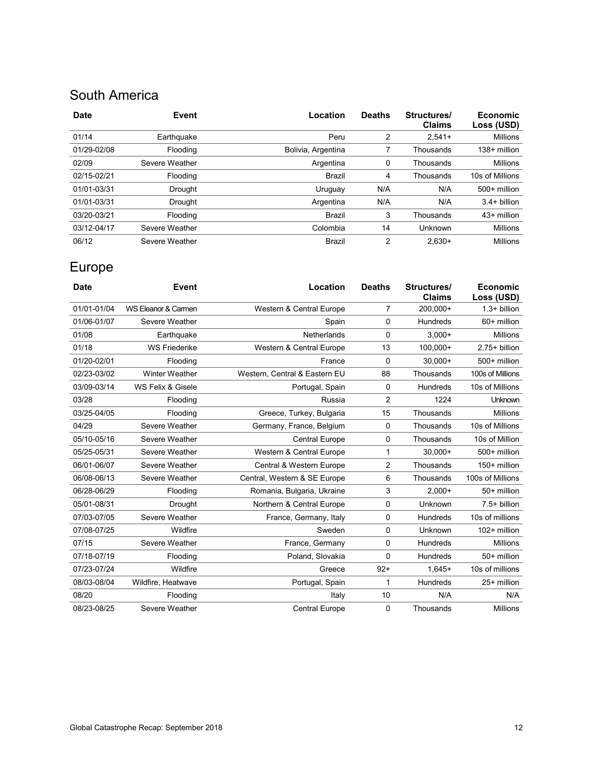## South America

| Date | Event | Location | Deaths | Structures/ Claims | Economic Loss (USD) |
|---|---|---|---|---|---|
| 01/14 | Earthquake | Peru | 2 | 2,541+ | Millions |
| 01/29-02/08 | Flooding | Bolivia, Argentina | 7 | Thousands | 138+ million |
| 02/09 | Severe Weather | Argentina | 0 | Thousands | Millions |
| 02/15-02/21 | Flooding | Brazil | 4 | Thousands | 10s of Millions |
| 01/01-03/31 | Drought | Uruguay | N/A | N/A | 500+ million |
| 01/01-03/31 | Drought | Argentina | N/A | N/A | 3.4+ billion |
| 03/20-03/21 | Flooding | Brazil | 3 | Thousands | 43+ million |
| 03/12-04/17 | Severe Weather | Colombia | 14 | Unknown | Millions |
| 06/12 | Severe Weather | Brazil | 2 | 2,630+ | Millions |

## Europe

| Date | Event | Location | Deaths | Structures/ Claims | Economic Loss (USD) |
|---|---|---|---|---|---|
| 01/01-01/04 | WS Eleanor & Carmen | Western & Central Europe | 7 | 200,000+ | 1.3+ billion |
| 01/06-01/07 | Severe Weather | Spain | 0 | Hundreds | 60+ million |
| 01/08 | Earthquake | Netherlands | 0 | 3,000+ | Millions |
| 01/18 | WS Friederike | Western & Central Europe | 13 | 100,000+ | 2.75+ billion |
| 01/20-02/01 | Flooding | France | 0 | 30,000+ | 500+ million |
| 02/23-03/02 | Winter Weather | Western, Central & Eastern EU | 88 | Thousands | 100s of Millions |
| 03/09-03/14 | WS Felix & Gisele | Portugal, Spain | 0 | Hundreds | 10s of Millions |
| 03/28 | Flooding | Russia | 2 | 1224 | Unknown |
| 03/25-04/05 | Flooding | Greece, Turkey, Bulgaria | 15 | Thousands | Millions |
| 04/29 | Severe Weather | Germany, France, Belgium | 0 | Thousands | 10s of Millions |
| 05/10-05/16 | Severe Weather | Central Europe | 0 | Thousands | 10s of Million |
| 05/25-05/31 | Severe Weather | Western & Central Europe | 1 | 30,000+ | 500+ million |
| 06/01-06/07 | Severe Weather | Central & Western Europe | 2 | Thousands | 150+ million |
| 06/08-06/13 | Severe Weather | Central, Western & SE Europe | 6 | Thousands | 100s of Millions |
| 06/28-06/29 | Flooding | Romania, Bulgaria, Ukraine | 3 | 2,000+ | 50+ million |
| 05/01-08/31 | Drought | Northern & Central Europe | 0 | Unknown | 7.5+ billion |
| 07/03-07/05 | Severe Weather | France, Germany, Italy | 0 | Hundreds | 10s of millions |
| 07/08-07/25 | Wildfire | Sweden | 0 | Unknown | 102+ million |
| 07/15 | Severe Weather | France, Germany | 0 | Hundreds | Millions |
| 07/18-07/19 | Flooding | Poland, Slovakia | 0 | Hundreds | 50+ million |
| 07/23-07/24 | Wildfire | Greece | 92+ | 1,645+ | 10s of millions |
| 08/03-08/04 | Wildfire, Heatwave | Portugal, Spain | 1 | Hundreds | 25+ million |
| 08/20 | Flooding | Italy | 10 | N/A | N/A |
| 08/23-08/25 | Severe Weather | Central Europe | 0 | Thousands | Millions |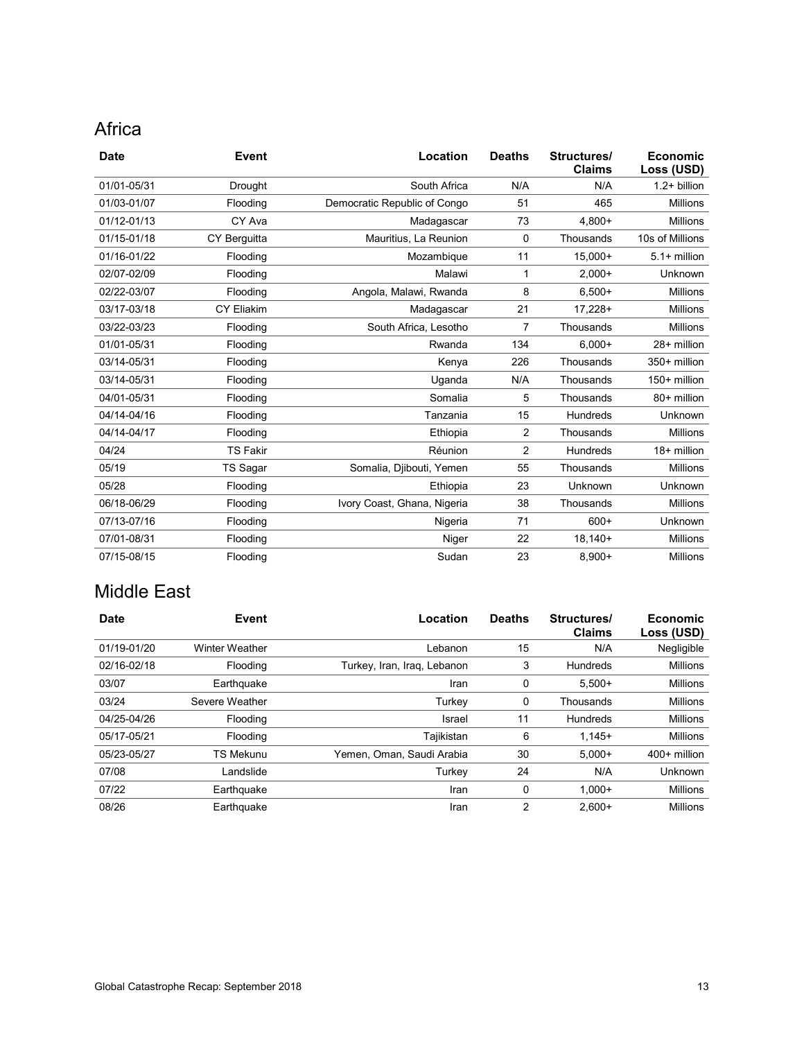## Africa

| Date | Event | Location | Deaths | Structures/ Claims | Economic Loss (USD) |
|---|---|---|---|---|---|
| 01/01-05/31 | Drought | South Africa | N/A | N/A | 1.2+ billion |
| 01/03-01/07 | Flooding | Democratic Republic of Congo | 51 | 465 | Millions |
| 01/12-01/13 | CY Ava | Madagascar | 73 | 4,800+ | Millions |
| 01/15-01/18 | CY Berguitta | Mauritius, La Reunion | 0 | Thousands | 10s of Millions |
| 01/16-01/22 | Flooding | Mozambique | 11 | 15,000+ | 5.1+ million |
| 02/07-02/09 | Flooding | Malawi | 1 | 2,000+ | Unknown |
| 02/22-03/07 | Flooding | Angola, Malawi, Rwanda | 8 | 6,500+ | Millions |
| 03/17-03/18 | CY Eliakim | Madagascar | 21 | 17,228+ | Millions |
| 03/22-03/23 | Flooding | South Africa, Lesotho | 7 | Thousands | Millions |
| 01/01-05/31 | Flooding | Rwanda | 134 | 6,000+ | 28+ million |
| 03/14-05/31 | Flooding | Kenya | 226 | Thousands | 350+ million |
| 03/14-05/31 | Flooding | Uganda | N/A | Thousands | 150+ million |
| 04/01-05/31 | Flooding | Somalia | 5 | Thousands | 80+ million |
| 04/14-04/16 | Flooding | Tanzania | 15 | Hundreds | Unknown |
| 04/14-04/17 | Flooding | Ethiopia | 2 | Thousands | Millions |
| 04/24 | TS Fakir | Réunion | 2 | Hundreds | 18+ million |
| 05/19 | TS Sagar | Somalia, Djibouti, Yemen | 55 | Thousands | Millions |
| 05/28 | Flooding | Ethiopia | 23 | Unknown | Unknown |
| 06/18-06/29 | Flooding | Ivory Coast, Ghana, Nigeria | 38 | Thousands | Millions |
| 07/13-07/16 | Flooding | Nigeria | 71 | 600+ | Unknown |
| 07/01-08/31 | Flooding | Niger | 22 | 18,140+ | Millions |
| 07/15-08/15 | Flooding | Sudan | 23 | 8,900+ | Millions |

## Middle East

| Date | Event | Location | Deaths | Structures/ Claims | Economic Loss (USD) |
|---|---|---|---|---|---|
| 01/19-01/20 | Winter Weather | Lebanon | 15 | N/A | Negligible |
| 02/16-02/18 | Flooding | Turkey, Iran, Iraq, Lebanon | 3 | Hundreds | Millions |
| 03/07 | Earthquake | Iran | 0 | 5,500+ | Millions |
| 03/24 | Severe Weather | Turkey | 0 | Thousands | Millions |
| 04/25-04/26 | Flooding | Israel | 11 | Hundreds | Millions |
| 05/17-05/21 | Flooding | Tajikistan | 6 | 1,145+ | Millions |
| 05/23-05/27 | TS Mekunu | Yemen, Oman, Saudi Arabia | 30 | 5,000+ | 400+ million |
| 07/08 | Landslide | Turkey | 24 | N/A | Unknown |
| 07/22 | Earthquake | Iran | 0 | 1,000+ | Millions |
| 08/26 | Earthquake | Iran | 2 | 2,600+ | Millions |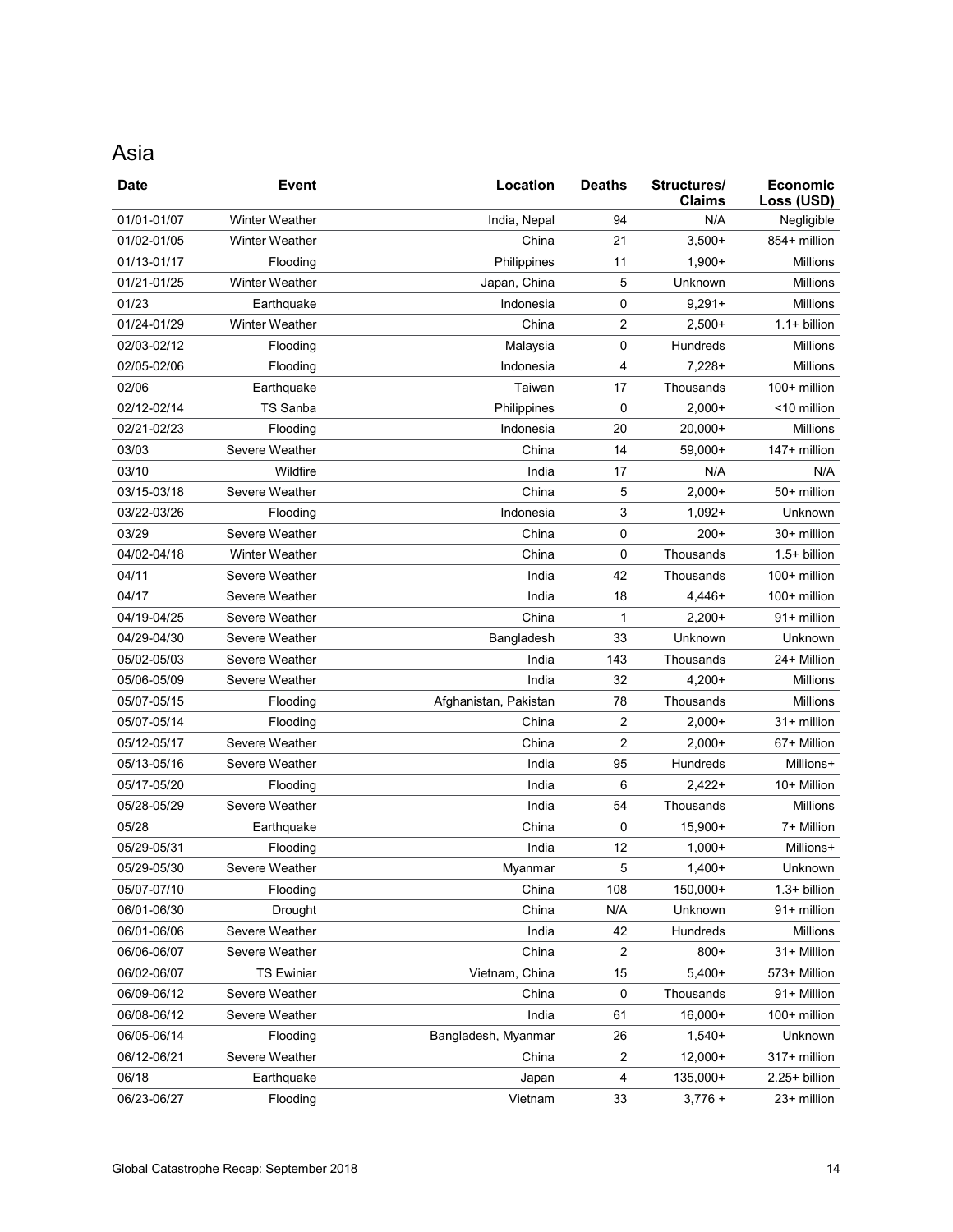## Asia

| Date | Event | Location | Deaths | Structures/ Claims | Economic Loss (USD) |
|---|---|---|---|---|---|
| 01/01-01/07 | Winter Weather | India, Nepal | 94 | N/A | Negligible |
| 01/02-01/05 | Winter Weather | China | 21 | 3,500+ | 854+ million |
| 01/13-01/17 | Flooding | Philippines | 11 | 1,900+ | Millions |
| 01/21-01/25 | Winter Weather | Japan, China | 5 | Unknown | Millions |
| 01/23 | Earthquake | Indonesia | 0 | 9,291+ | Millions |
| 01/24-01/29 | Winter Weather | China | 2 | 2,500+ | 1.1+ billion |
| 02/03-02/12 | Flooding | Malaysia | 0 | Hundreds | Millions |
| 02/05-02/06 | Flooding | Indonesia | 4 | 7,228+ | Millions |
| 02/06 | Earthquake | Taiwan | 17 | Thousands | 100+ million |
| 02/12-02/14 | TS Sanba | Philippines | 0 | 2,000+ | <10 million |
| 02/21-02/23 | Flooding | Indonesia | 20 | 20,000+ | Millions |
| 03/03 | Severe Weather | China | 14 | 59,000+ | 147+ million |
| 03/10 | Wildfire | India | 17 | N/A | N/A |
| 03/15-03/18 | Severe Weather | China | 5 | 2,000+ | 50+ million |
| 03/22-03/26 | Flooding | Indonesia | 3 | 1,092+ | Unknown |
| 03/29 | Severe Weather | China | 0 | 200+ | 30+ million |
| 04/02-04/18 | Winter Weather | China | 0 | Thousands | 1.5+ billion |
| 04/11 | Severe Weather | India | 42 | Thousands | 100+ million |
| 04/17 | Severe Weather | India | 18 | 4,446+ | 100+ million |
| 04/19-04/25 | Severe Weather | China | 1 | 2,200+ | 91+ million |
| 04/29-04/30 | Severe Weather | Bangladesh | 33 | Unknown | Unknown |
| 05/02-05/03 | Severe Weather | India | 143 | Thousands | 24+ Million |
| 05/06-05/09 | Severe Weather | India | 32 | 4,200+ | Millions |
| 05/07-05/15 | Flooding | Afghanistan, Pakistan | 78 | Thousands | Millions |
| 05/07-05/14 | Flooding | China | 2 | 2,000+ | 31+ million |
| 05/12-05/17 | Severe Weather | China | 2 | 2,000+ | 67+ Million |
| 05/13-05/16 | Severe Weather | India | 95 | Hundreds | Millions+ |
| 05/17-05/20 | Flooding | India | 6 | 2,422+ | 10+ Million |
| 05/28-05/29 | Severe Weather | India | 54 | Thousands | Millions |
| 05/28 | Earthquake | China | 0 | 15,900+ | 7+ Million |
| 05/29-05/31 | Flooding | India | 12 | 1,000+ | Millions+ |
| 05/29-05/30 | Severe Weather | Myanmar | 5 | 1,400+ | Unknown |
| 05/07-07/10 | Flooding | China | 108 | 150,000+ | 1.3+ billion |
| 06/01-06/30 | Drought | China | N/A | Unknown | 91+ million |
| 06/01-06/06 | Severe Weather | India | 42 | Hundreds | Millions |
| 06/06-06/07 | Severe Weather | China | 2 | 800+ | 31+ Million |
| 06/02-06/07 | TS Ewiniar | Vietnam, China | 15 | 5,400+ | 573+ Million |
| 06/09-06/12 | Severe Weather | China | 0 | Thousands | 91+ Million |
| 06/08-06/12 | Severe Weather | India | 61 | 16,000+ | 100+ million |
| 06/05-06/14 | Flooding | Bangladesh, Myanmar | 26 | 1,540+ | Unknown |
| 06/12-06/21 | Severe Weather | China | 2 | 12,000+ | 317+ million |
| 06/18 | Earthquake | Japan | 4 | 135,000+ | 2.25+ billion |
| 06/23-06/27 | Flooding | Vietnam | 33 | 3,776 + | 23+ million |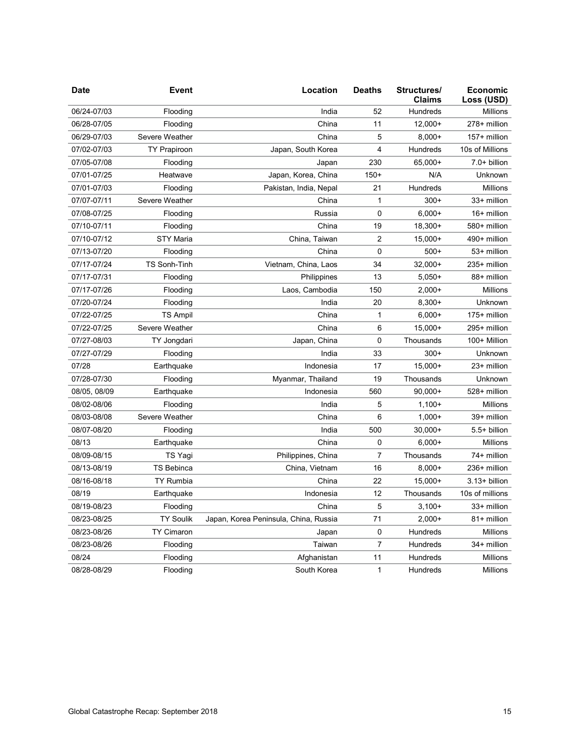| Date | Event | Location | Deaths | Structures/ Claims | Economic Loss (USD) |
| --- | --- | --- | --- | --- | --- |
| 06/24-07/03 | Flooding | India | 52 | Hundreds | Millions |
| 06/28-07/05 | Flooding | China | 11 | 12,000+ | 278+ million |
| 06/29-07/03 | Severe Weather | China | 5 | 8,000+ | 157+ million |
| 07/02-07/03 | TY Prapiroon | Japan, South Korea | 4 | Hundreds | 10s of Millions |
| 07/05-07/08 | Flooding | Japan | 230 | 65,000+ | 7.0+ billion |
| 07/01-07/25 | Heatwave | Japan, Korea, China | 150+ | N/A | Unknown |
| 07/01-07/03 | Flooding | Pakistan, India, Nepal | 21 | Hundreds | Millions |
| 07/07-07/11 | Severe Weather | China | 1 | 300+ | 33+ million |
| 07/08-07/25 | Flooding | Russia | 0 | 6,000+ | 16+ million |
| 07/10-07/11 | Flooding | China | 19 | 18,300+ | 580+ million |
| 07/10-07/12 | STY Maria | China, Taiwan | 2 | 15,000+ | 490+ million |
| 07/13-07/20 | Flooding | China | 0 | 500+ | 53+ million |
| 07/17-07/24 | TS Sonh-Tinh | Vietnam, China, Laos | 34 | 32,000+ | 235+ million |
| 07/17-07/31 | Flooding | Philippines | 13 | 5,050+ | 88+ million |
| 07/17-07/26 | Flooding | Laos, Cambodia | 150 | 2,000+ | Millions |
| 07/20-07/24 | Flooding | India | 20 | 8,300+ | Unknown |
| 07/22-07/25 | TS Ampil | China | 1 | 6,000+ | 175+ million |
| 07/22-07/25 | Severe Weather | China | 6 | 15,000+ | 295+ million |
| 07/27-08/03 | TY Jongdari | Japan, China | 0 | Thousands | 100+ Million |
| 07/27-07/29 | Flooding | India | 33 | 300+ | Unknown |
| 07/28 | Earthquake | Indonesia | 17 | 15,000+ | 23+ million |
| 07/28-07/30 | Flooding | Myanmar, Thailand | 19 | Thousands | Unknown |
| 08/05, 08/09 | Earthquake | Indonesia | 560 | 90,000+ | 528+ million |
| 08/02-08/06 | Flooding | India | 5 | 1,100+ | Millions |
| 08/03-08/08 | Severe Weather | China | 6 | 1,000+ | 39+ million |
| 08/07-08/20 | Flooding | India | 500 | 30,000+ | 5.5+ billion |
| 08/13 | Earthquake | China | 0 | 6,000+ | Millions |
| 08/09-08/15 | TS Yagi | Philippines, China | 7 | Thousands | 74+ million |
| 08/13-08/19 | TS Bebinca | China, Vietnam | 16 | 8,000+ | 236+ million |
| 08/16-08/18 | TY Rumbia | China | 22 | 15,000+ | 3.13+ billion |
| 08/19 | Earthquake | Indonesia | 12 | Thousands | 10s of millions |
| 08/19-08/23 | Flooding | China | 5 | 3,100+ | 33+ million |
| 08/23-08/25 | TY Soulik | Japan, Korea Peninsula, China, Russia | 71 | 2,000+ | 81+ million |
| 08/23-08/26 | TY Cimaron | Japan | 0 | Hundreds | Millions |
| 08/23-08/26 | Flooding | Taiwan | 7 | Hundreds | 34+ million |
| 08/24 | Flooding | Afghanistan | 11 | Hundreds | Millions |
| 08/28-08/29 | Flooding | South Korea | 1 | Hundreds | Millions |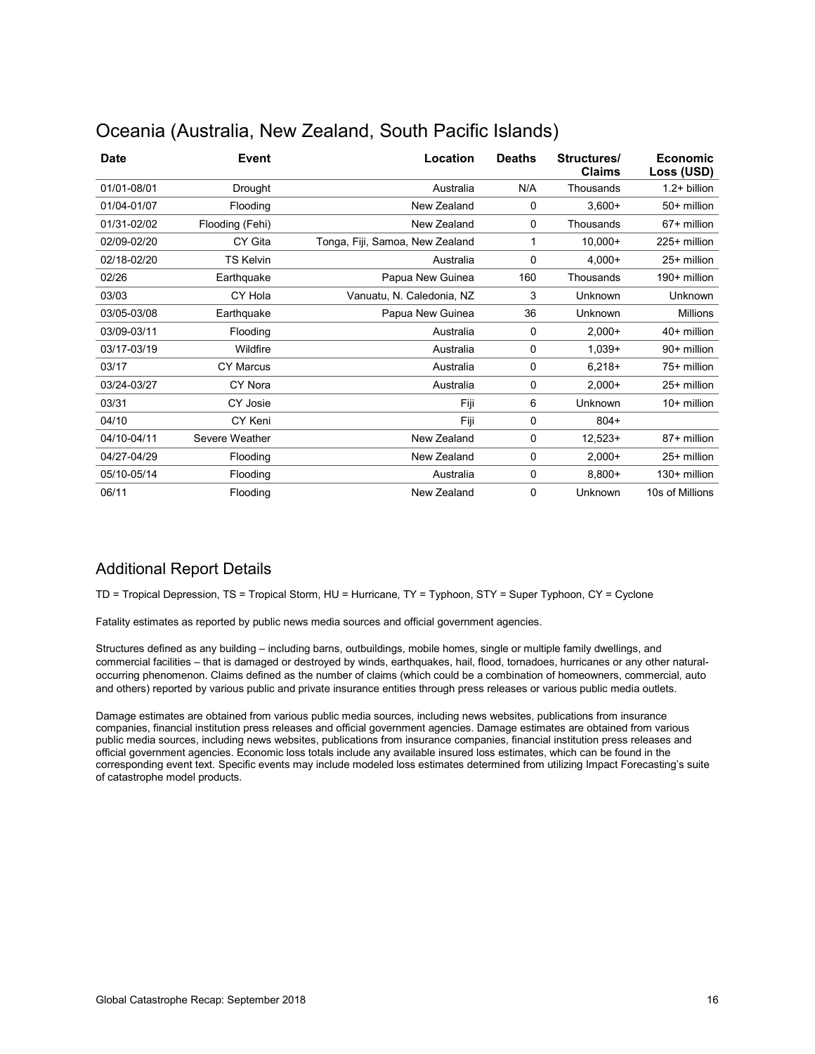## Oceania (Australia, New Zealand, South Pacific Islands)

| Date | Event | Location | Deaths | Structures/ Claims | Economic Loss (USD) |
|---|---|---|---|---|---|
| 01/01-08/01 | Drought | Australia | N/A | Thousands | 1.2+ billion |
| 01/04-01/07 | Flooding | New Zealand | 0 | 3,600+ | 50+ million |
| 01/31-02/02 | Flooding (Fehi) | New Zealand | 0 | Thousands | 67+ million |
| 02/09-02/20 | CY Gita | Tonga, Fiji, Samoa, New Zealand | 1 | 10,000+ | 225+ million |
| 02/18-02/20 | TS Kelvin | Australia | 0 | 4,000+ | 25+ million |
| 02/26 | Earthquake | Papua New Guinea | 160 | Thousands | 190+ million |
| 03/03 | CY Hola | Vanuatu, N. Caledonia, NZ | 3 | Unknown | Unknown |
| 03/05-03/08 | Earthquake | Papua New Guinea | 36 | Unknown | Millions |
| 03/09-03/11 | Flooding | Australia | 0 | 2,000+ | 40+ million |
| 03/17-03/19 | Wildfire | Australia | 0 | 1,039+ | 90+ million |
| 03/17 | CY Marcus | Australia | 0 | 6,218+ | 75+ million |
| 03/24-03/27 | CY Nora | Australia | 0 | 2,000+ | 25+ million |
| 03/31 | CY Josie | Fiji | 6 | Unknown | 10+ million |
| 04/10 | CY Keni | Fiji | 0 | 804+ | |
| 04/10-04/11 | Severe Weather | New Zealand | 0 | 12,523+ | 87+ million |
| 04/27-04/29 | Flooding | New Zealand | 0 | 2,000+ | 25+ million |
| 05/10-05/14 | Flooding | Australia | 0 | 8,800+ | 130+ million |
| 06/11 | Flooding | New Zealand | 0 | Unknown | 10s of Millions |

## Additional Report Details

TD = Tropical Depression, TS = Tropical Storm, HU = Hurricane, TY = Typhoon, STY = Super Typhoon, CY = Cyclone

Fatality estimates as reported by public news media sources and official government agencies.

Structures defined as any building – including barns, outbuildings, mobile homes, single or multiple family dwellings, and commercial facilities – that is damaged or destroyed by winds, earthquakes, hail, flood, tornadoes, hurricanes or any other natural-occurring phenomenon. Claims defined as the number of claims (which could be a combination of homeowners, commercial, auto and others) reported by various public and private insurance entities through press releases or various public media outlets.

Damage estimates are obtained from various public media sources, including news websites, publications from insurance companies, financial institution press releases and official government agencies. Damage estimates are obtained from various public media sources, including news websites, publications from insurance companies, financial institution press releases and official government agencies. Economic loss totals include any available insured loss estimates, which can be found in the corresponding event text. Specific events may include modeled loss estimates determined from utilizing Impact Forecasting's suite of catastrophe model products.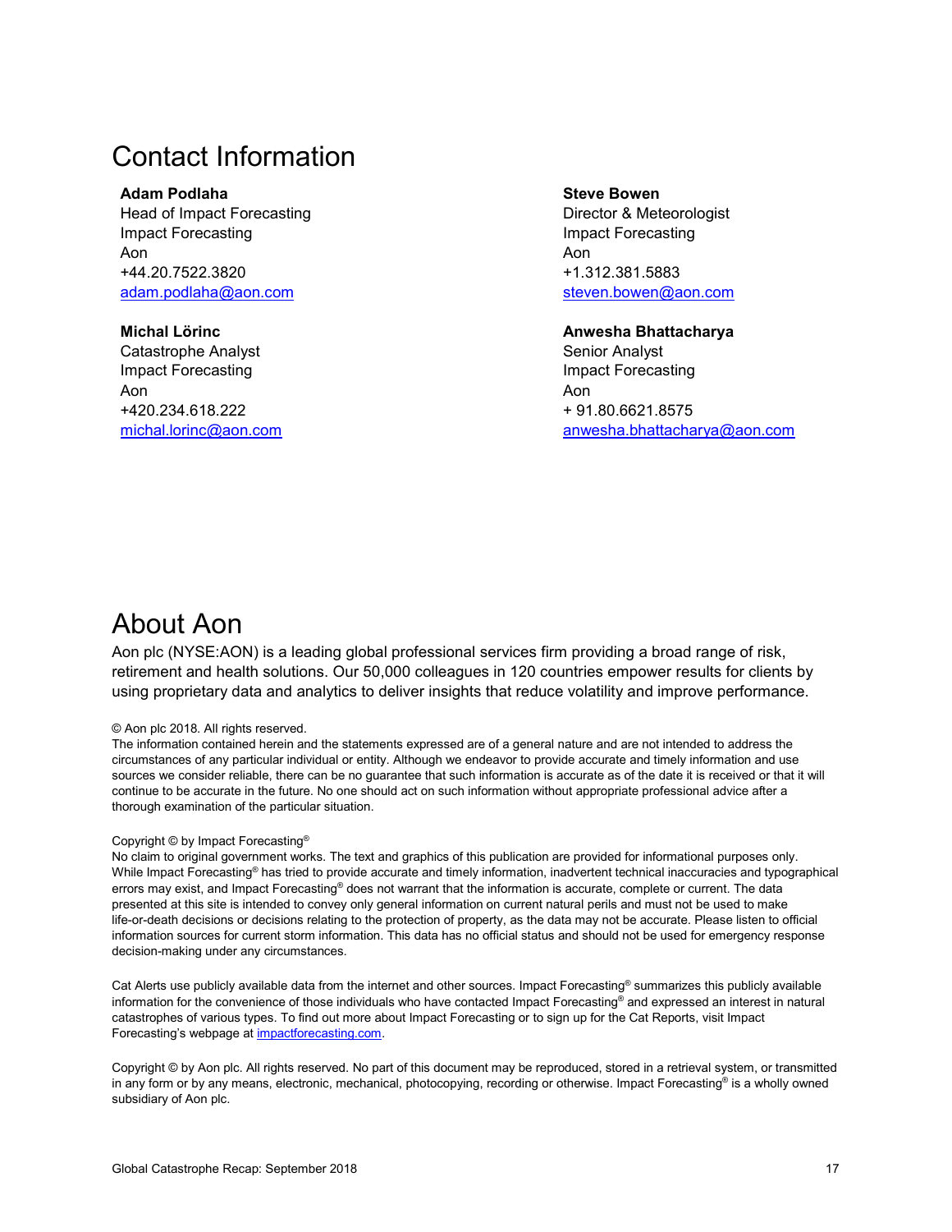# Contact Information

**Adam Podlaha**
Head of Impact Forecasting
Impact Forecasting
Aon
+44.20.7522.3820
adam.podlaha@aon.com

**Steve Bowen**
Director & Meteorologist
Impact Forecasting
Aon
+1.312.381.5883
steven.bowen@aon.com

**Michal Lörinc**
Catastrophe Analyst
Impact Forecasting
Aon
+420.234.618.222
michal.lorinc@aon.com

**Anwesha Bhattacharya**
Senior Analyst
Impact Forecasting
Aon
+ 91.80.6621.8575
anwesha.bhattacharya@aon.com

# About Aon

Aon plc (NYSE:AON) is a leading global professional services firm providing a broad range of risk, retirement and health solutions. Our 50,000 colleagues in 120 countries empower results for clients by using proprietary data and analytics to deliver insights that reduce volatility and improve performance.

© Aon plc 2018. All rights reserved.
The information contained herein and the statements expressed are of a general nature and are not intended to address the circumstances of any particular individual or entity. Although we endeavor to provide accurate and timely information and use sources we consider reliable, there can be no guarantee that such information is accurate as of the date it is received or that it will continue to be accurate in the future. No one should act on such information without appropriate professional advice after a thorough examination of the particular situation.

Copyright © by Impact Forecasting®
No claim to original government works. The text and graphics of this publication are provided for informational purposes only. While Impact Forecasting® has tried to provide accurate and timely information, inadvertent technical inaccuracies and typographical errors may exist, and Impact Forecasting® does not warrant that the information is accurate, complete or current. The data presented at this site is intended to convey only general information on current natural perils and must not be used to make life-or-death decisions or decisions relating to the protection of property, as the data may not be accurate. Please listen to official information sources for current storm information. This data has no official status and should not be used for emergency response decision-making under any circumstances.

Cat Alerts use publicly available data from the internet and other sources. Impact Forecasting® summarizes this publicly available information for the convenience of those individuals who have contacted Impact Forecasting® and expressed an interest in natural catastrophes of various types. To find out more about Impact Forecasting or to sign up for the Cat Reports, visit Impact Forecasting's webpage at impactforecasting.com.

Copyright © by Aon plc. All rights reserved. No part of this document may be reproduced, stored in a retrieval system, or transmitted in any form or by any means, electronic, mechanical, photocopying, recording or otherwise. Impact Forecasting® is a wholly owned subsidiary of Aon plc.